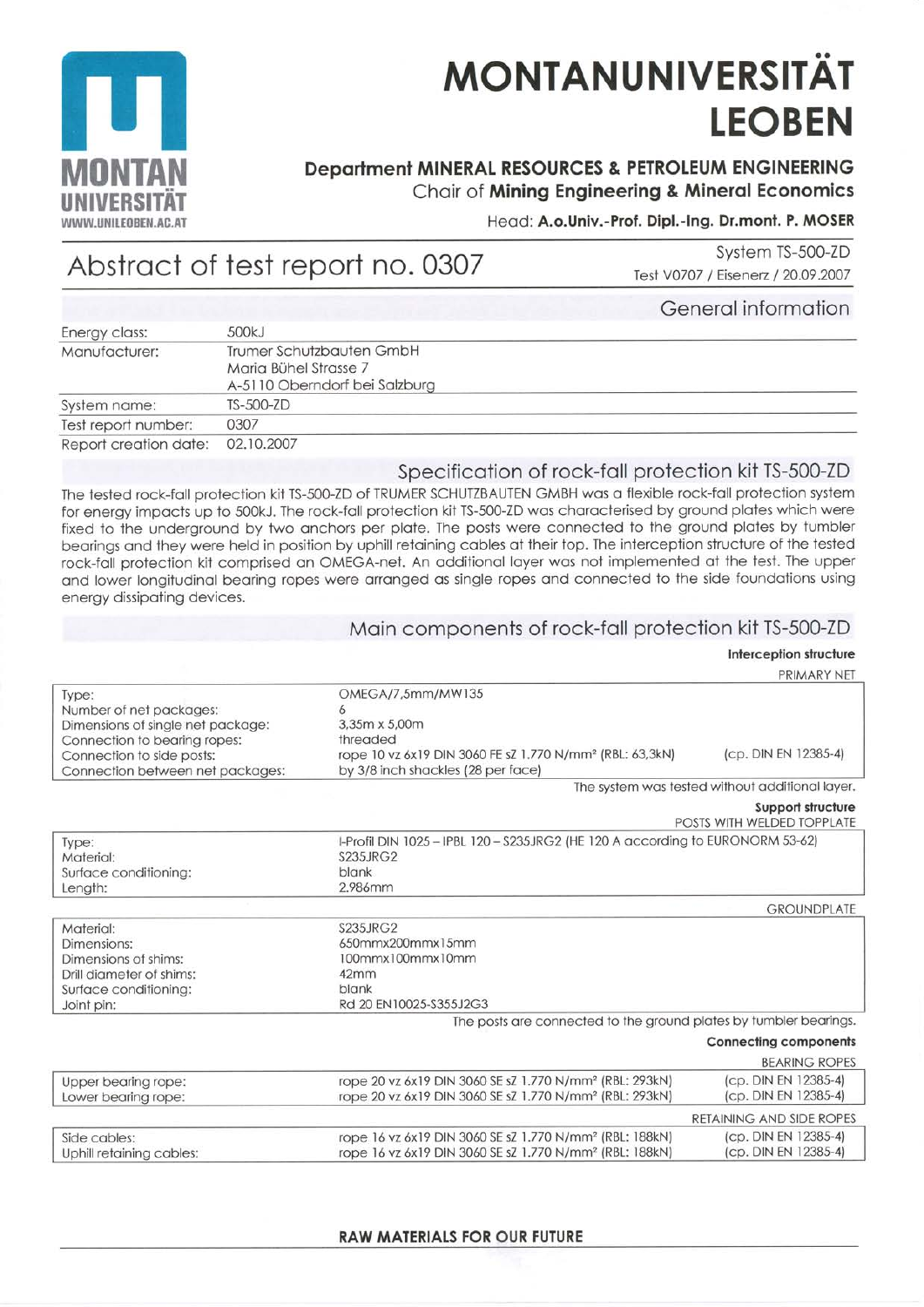# MONTANUNIVERSITÄT LEOBEN

**Department MINERAL RESOURCES & PETROLEUM ENGINEERING**
Chair of **Mining Engineering & Mineral Economics**

Head: **A.o.Univ.-Prof. Dipl.-Ing. Dr.mont. P. MOSER**

MONTAN UNIVERSITÄT
WWW.UNILEOBEN.AC.AT

# Abstract of test report no. 0307

System TS-500-ZD
Test V0707 / Eisenerz / 20.09.2007

## General information

| | |
|---|---|
| Energy class: | 500kJ |
| Manufacturer: | Trumer Schutzbauten GmbH<br>Maria Bühel Strasse 7<br>A-5110 Oberndorf bei Salzburg |
| System name: | TS-500-ZD |
| Test report number: | 0307 |
| Report creation date: | 02.10.2007 |

## Specification of rock-fall protection kit TS-500-ZD

The tested rock-fall protection kit TS-500-ZD of TRUMER SCHUTZBAUTEN GMBH was a flexible rock-fall protection system for energy impacts up to 500kJ. The rock-fall protection kit TS-500-ZD was characterised by ground plates which were fixed to the underground by two anchors per plate. The posts were connected to the ground plates by tumbler bearings and they were held in position by uphill retaining cables at their top. The interception structure of the tested rock-fall protection kit comprised an OMEGA-net. An additional layer was not implemented at the test. The upper and lower longitudinal bearing ropes were arranged as single ropes and connected to the side foundations using energy dissipating devices.

## Main components of rock-fall protection kit TS-500-ZD

### Interception structure

PRIMARY NET

| | | |
|---|---|---|
| Type: | OMEGA/7,5mm/MW135 | |
| Number of net packages: | 6 | |
| Dimensions of single net package: | 3,35m x 5,00m | |
| Connection to bearing ropes: | threaded | |
| Connection to side posts: | rope 10 vz 6x19 DIN 3060 FE sZ 1.770 N/mm² (RBL: 63,3kN) | (cp. DIN EN 12385-4) |
| Connection between net packages: | by 3/8 inch shackles (28 per face) | |

The system was tested without additional layer.

### Support structure

POSTS WITH WELDED TOPPLATE

| | |
|---|---|
| Type: | I-Profil DIN 1025 – IPBL 120 – S235JRG2 (HE 120 A according to EURONORM 53-62) |
| Material: | S235JRG2 |
| Surface conditioning: | blank |
| Length: | 2.986mm |

GROUNDPLATE

| | |
|---|---|
| Material: | S235JRG2 |
| Dimensions: | 650mmx200mmx15mm |
| Dimensions of shims: | 100mmx100mmx10mm |
| Drill diameter of shims: | 42mm |
| Surface conditioning: | blank |
| Joint pin: | Rd 20 EN10025-S355J2G3 |

The posts are connected to the ground plates by tumbler bearings.

### Connecting components

BEARING ROPES

| | | |
|---|---|---|
| Upper bearing rope: | rope 20 vz 6x19 DIN 3060 SE sZ 1.770 N/mm² (RBL: 293kN) | (cp. DIN EN 12385-4) |
| Lower bearing rope: | rope 20 vz 6x19 DIN 3060 SE sZ 1.770 N/mm² (RBL: 293kN) | (cp. DIN EN 12385-4) |

RETAINING AND SIDE ROPES

| | | |
|---|---|---|
| Side cables: | rope 16 vz 6x19 DIN 3060 SE sZ 1.770 N/mm² (RBL: 188kN) | (cp. DIN EN 12385-4) |
| Uphill retaining cables: | rope 16 vz 6x19 DIN 3060 SE sZ 1.770 N/mm² (RBL: 188kN) | (cp. DIN EN 12385-4) |

**RAW MATERIALS FOR OUR FUTURE**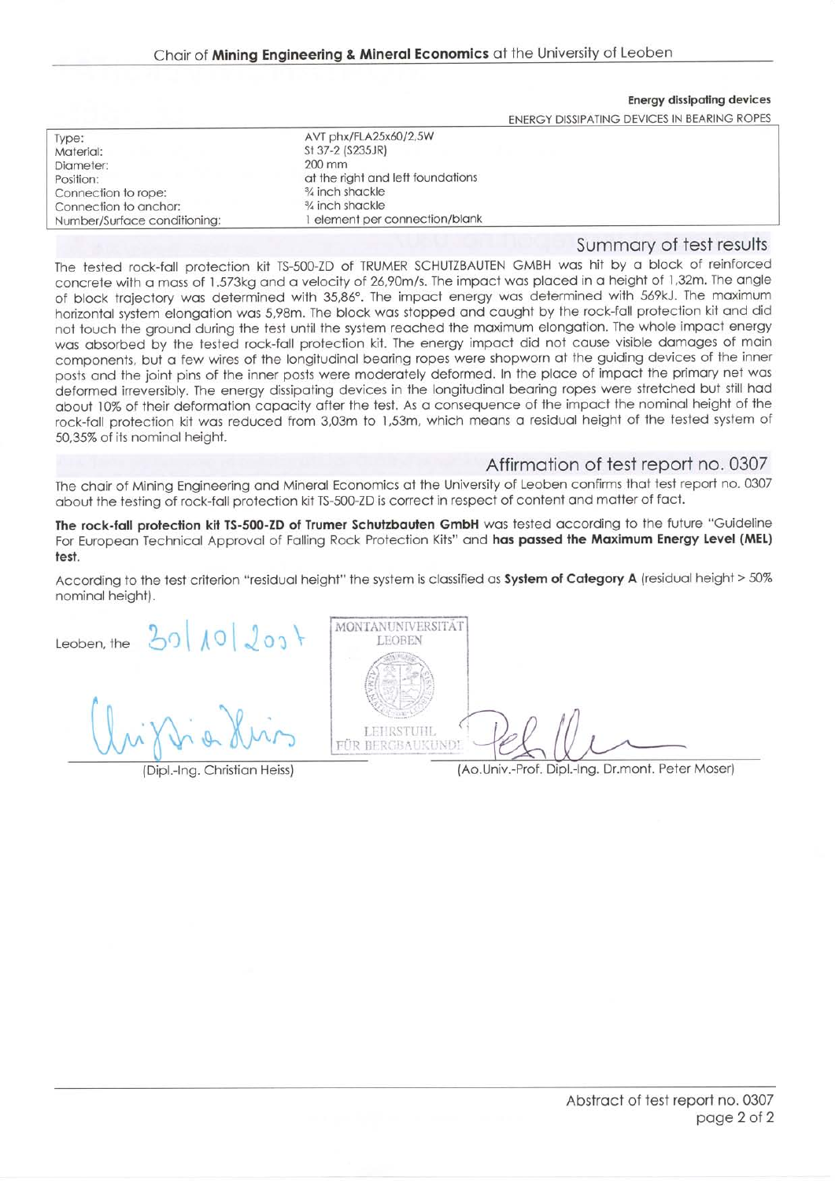**Energy dissipating devices**

ENERGY DISSIPATING DEVICES IN BEARING ROPES

| | |
|---|---|
| Type: | AVT phx/FLA25x60/2,5W |
| Material: | St 37-2 (S235JR) |
| Diameter: | 200 mm |
| Position: | at the right and left foundations |
| Connection to rope: | ¾ inch shackle |
| Connection to anchor: | ¾ inch shackle |
| Number/Surface conditioning: | 1 element per connection/blank |

## Summary of test results

The tested rock-fall protection kit TS-500-ZD of TRUMER SCHUTZBAUTEN GMBH was hit by a block of reinforced concrete with a mass of 1.573kg and a velocity of 26,90m/s. The impact was placed in a height of 1,32m. The angle of block trajectory was determined with 35,86°. The impact energy was determined with 569kJ. The maximum horizontal system elongation was 5,98m. The block was stopped and caught by the rock-fall protection kit and did not touch the ground during the test until the system reached the maximum elongation. The whole impact energy was absorbed by the tested rock-fall protection kit. The energy impact did not cause visible damages of main components, but a few wires of the longitudinal bearing ropes were shopworn at the guiding devices of the inner posts and the joint pins of the inner posts were moderately deformed. In the place of impact the primary net was deformed irreversibly. The energy dissipating devices in the longitudinal bearing ropes were stretched but still had about 10% of their deformation capacity after the test. As a consequence of the impact the nominal height of the rock-fall protection kit was reduced from 3,03m to 1,53m, which means a residual height of the tested system of 50,35% of its nominal height.

## Affirmation of test report no. 0307

The chair of Mining Engineering and Mineral Economics at the University of Leoben confirms that test report no. 0307 about the testing of rock-fall protection kit TS-500-ZD is correct in respect of content and matter of fact.

**The rock-fall protection kit TS-500-ZD of Trumer Schutzbauten GmbH** was tested according to the future "Guideline For European Technical Approval of Falling Rock Protection Kits" and **has passed the Maximum Energy Level (MEL) test.**

According to the test criterion "residual height" the system is classified as **System of Category A** (residual height > 50% nominal height).

Leoben, the 30|10|2007

MONTANUNIVERSITÄT LEOBEN
LEHRSTUHL FÜR BERGBAUKUNDE

(Dipl.-Ing. Christian Heiss) (Ao.Univ.-Prof. Dipl.-Ing. Dr.mont. Peter Moser)

Abstract of test report no. 0307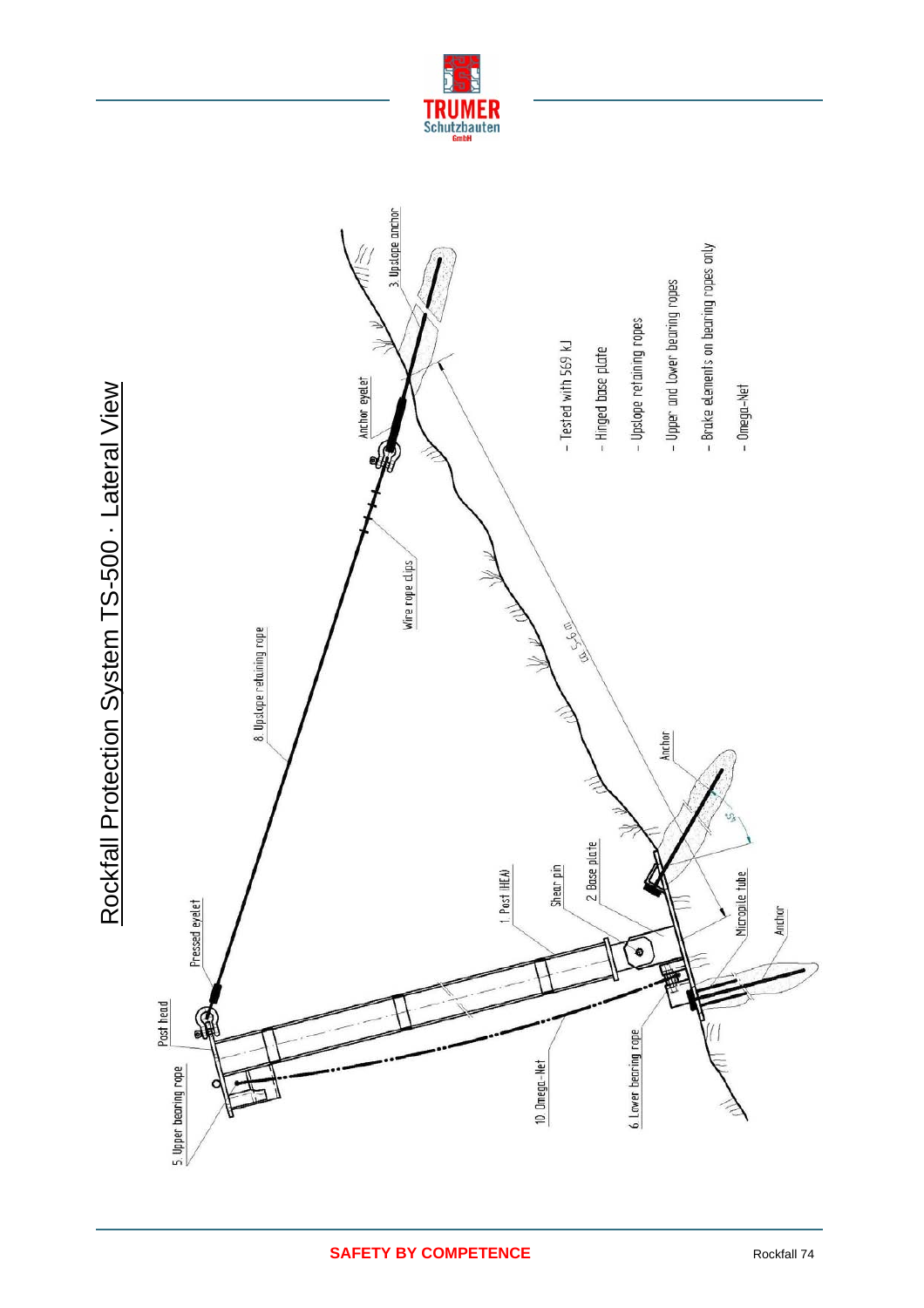# Rockfall Protection System TS-500 · Lateral View

- Tested with 569 kJ
- Hinged base plate
- Upslope retaining ropes
- Upper and lower bearing ropes
- Brake elements on bearing ropes only
- Omega-Net

3. Upslope anchor

Anchor eyelet

Wire rope clips

8. Upslope retaining rope

ca. 5-6 m

Anchor

45°

Pressed eyelet

Post head

5. Upper bearing rope

1. Post (HEA)

Shear pin

2. Base plate

Micropile tube

Anchor

10. Omega-Net

6. Lower bearing rope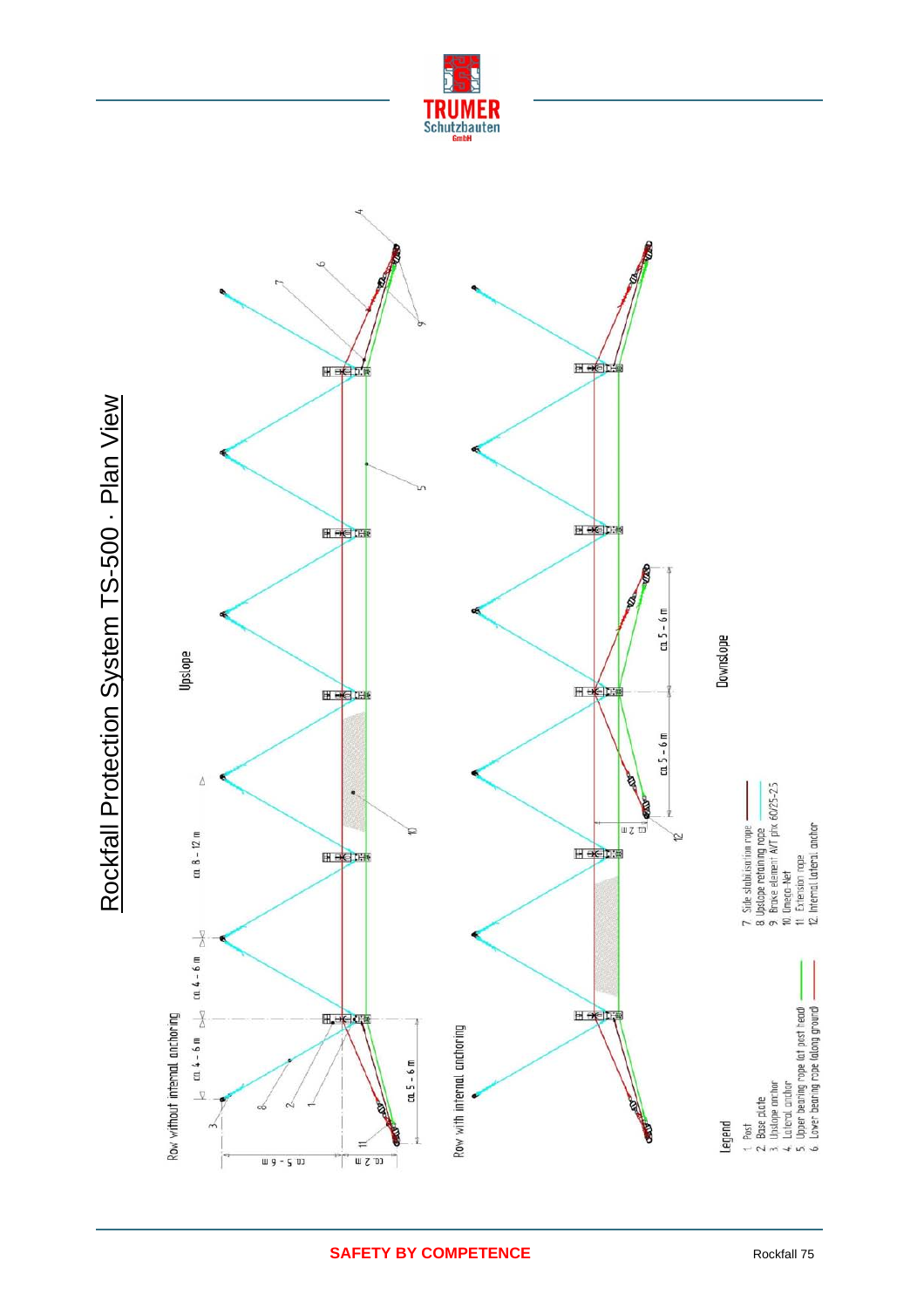# Rockfall Protection System TS-500 · Plan View

Upslope

Row without internal anchoring

Row with internal anchoring

Downslope

ca. 5 - 6 m

ca. 2 m

ca. 4 - 6 m

ca. 4 - 6 m

ca. 8 - 12 m

ca. 5 - 6 m

ca. 5 - 6 m

ca. 5 - 6 m

ca. 2 m

## Legend

1. Post
2. Base plate
3. Upslope anchor
4. Lateral anchor
5. Upper bearing rope (at post head)
6. Lower bearing rope (along ground)
7. Side stabilisation rope
8. Upslope retaining rope
9. Brake element A/T pix 60/25-25
10. Omega-Net
11. Extension rope
12. Internal lateral anchor

SAFETY BY COMPETENCE